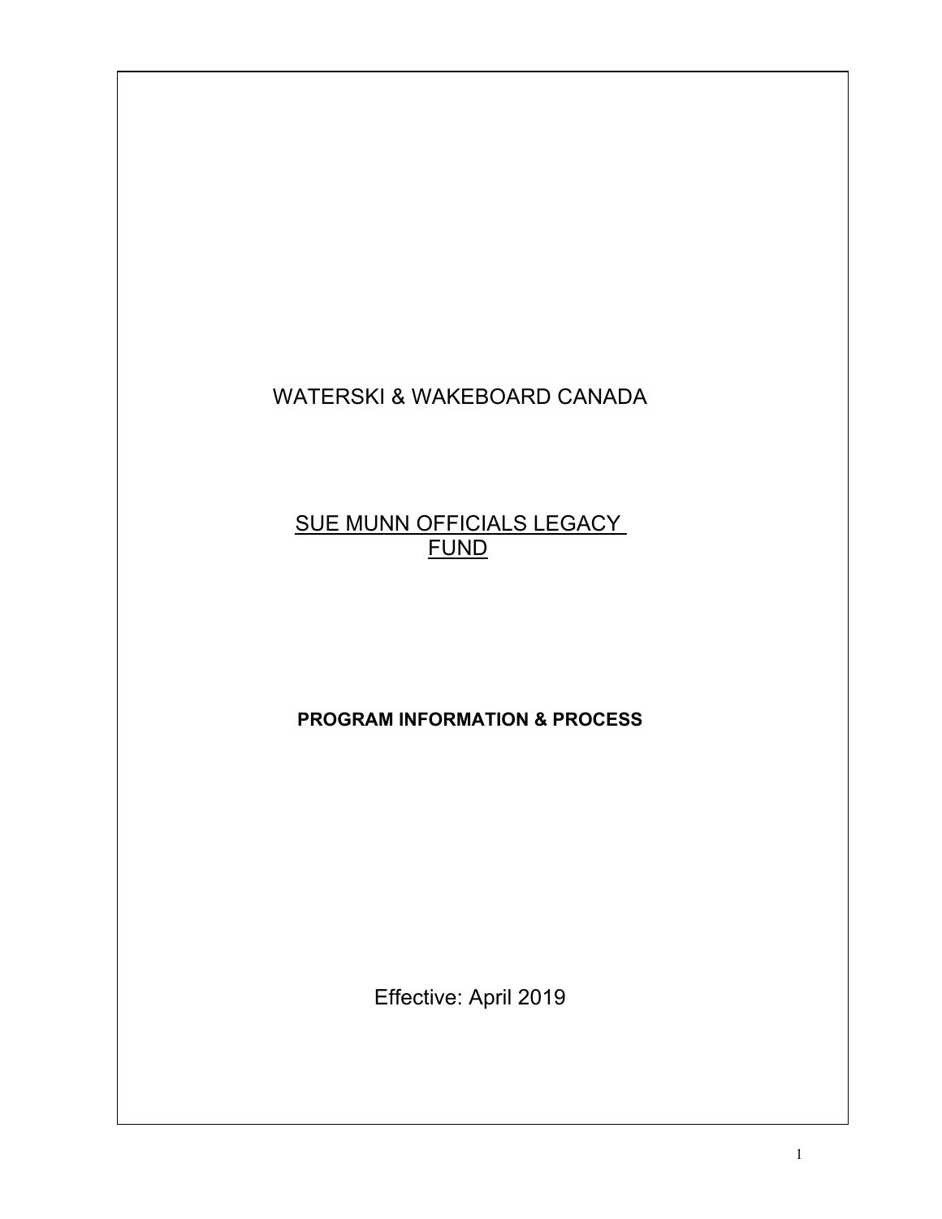# WATERSKI & WAKEBOARD CANADA

## SUE MUNN OFFICIALS LEGACY FUND

**PROGRAM INFORMATION & PROCESS**

Effective: April 2019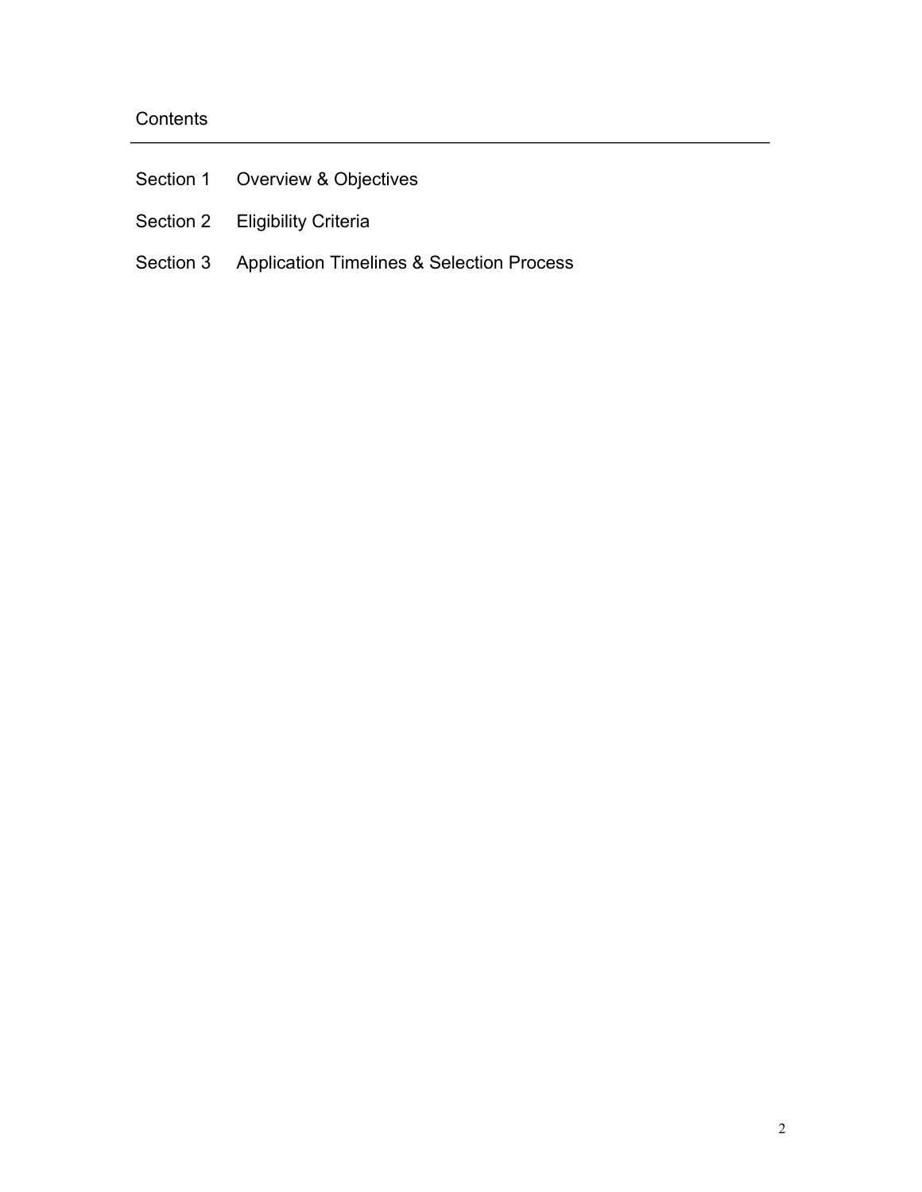## Contents

| | |
|---|---|
| Section 1 | Overview & Objectives |
| Section 2 | Eligibility Criteria |
| Section 3 | Application Timelines & Selection Process |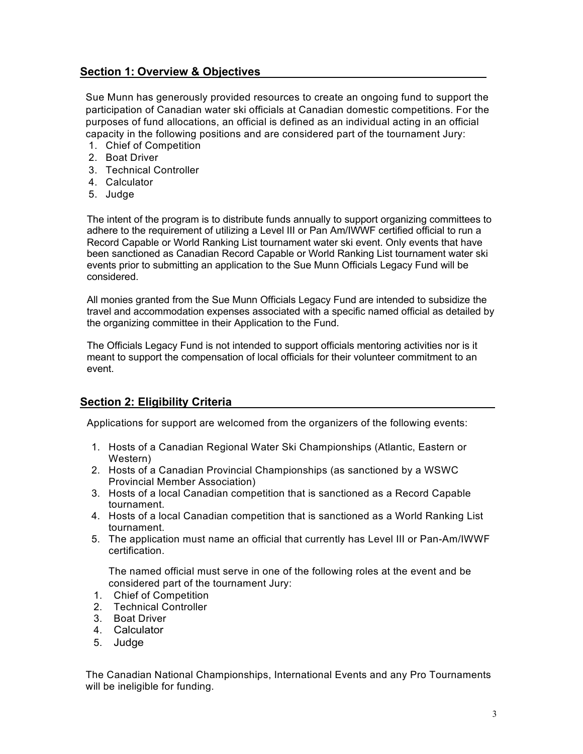## Section 1: Overview & Objectives

Sue Munn has generously provided resources to create an ongoing fund to support the participation of Canadian water ski officials at Canadian domestic competitions. For the purposes of fund allocations, an official is defined as an individual acting in an official capacity in the following positions and are considered part of the tournament Jury:

1. Chief of Competition
2. Boat Driver
3. Technical Controller
4. Calculator
5. Judge

The intent of the program is to distribute funds annually to support organizing committees to adhere to the requirement of utilizing a Level III or Pan Am/IWWF certified official to run a Record Capable or World Ranking List tournament water ski event. Only events that have been sanctioned as Canadian Record Capable or World Ranking List tournament water ski events prior to submitting an application to the Sue Munn Officials Legacy Fund will be considered.

All monies granted from the Sue Munn Officials Legacy Fund are intended to subsidize the travel and accommodation expenses associated with a specific named official as detailed by the organizing committee in their Application to the Fund.

The Officials Legacy Fund is not intended to support officials mentoring activities nor is it meant to support the compensation of local officials for their volunteer commitment to an event.

## Section 2: Eligibility Criteria

Applications for support are welcomed from the organizers of the following events:

1. Hosts of a Canadian Regional Water Ski Championships (Atlantic, Eastern or Western)
2. Hosts of a Canadian Provincial Championships (as sanctioned by a WSWC Provincial Member Association)
3. Hosts of a local Canadian competition that is sanctioned as a Record Capable tournament.
4. Hosts of a local Canadian competition that is sanctioned as a World Ranking List tournament.
5. The application must name an official that currently has Level III or Pan-Am/IWWF certification.

   The named official must serve in one of the following roles at the event and be considered part of the tournament Jury:

   1. Chief of Competition
   2. Technical Controller
   3. Boat Driver
   4. Calculator
   5. Judge

The Canadian National Championships, International Events and any Pro Tournaments will be ineligible for funding.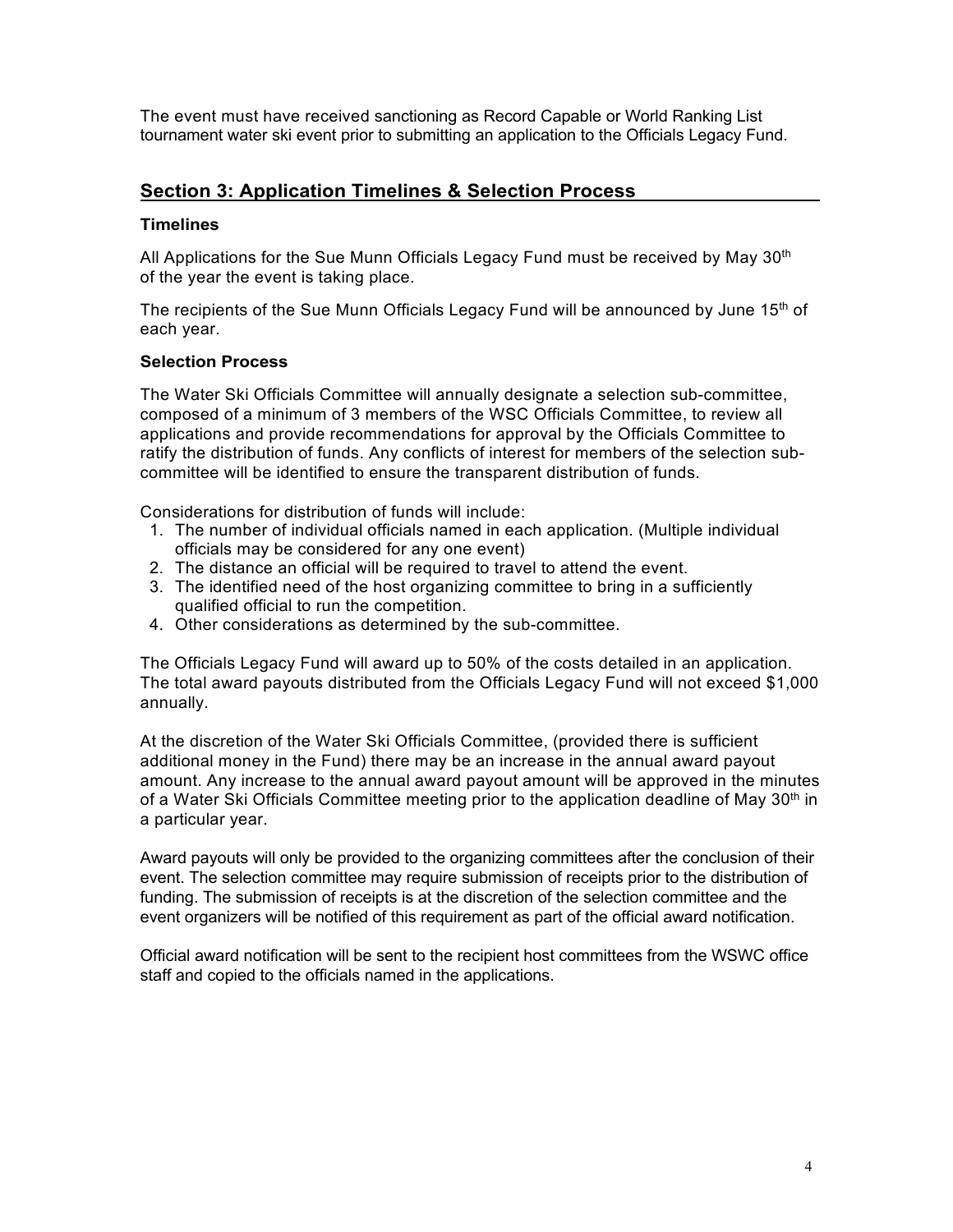The event must have received sanctioning as Record Capable or World Ranking List tournament water ski event prior to submitting an application to the Officials Legacy Fund.

## Section 3: Application Timelines & Selection Process

### Timelines

All Applications for the Sue Munn Officials Legacy Fund must be received by May 30th of the year the event is taking place.

The recipients of the Sue Munn Officials Legacy Fund will be announced by June 15th of each year.

### Selection Process

The Water Ski Officials Committee will annually designate a selection sub-committee, composed of a minimum of 3 members of the WSC Officials Committee, to review all applications and provide recommendations for approval by the Officials Committee to ratify the distribution of funds. Any conflicts of interest for members of the selection sub-committee will be identified to ensure the transparent distribution of funds.

Considerations for distribution of funds will include:

1. The number of individual officials named in each application. (Multiple individual officials may be considered for any one event)
2. The distance an official will be required to travel to attend the event.
3. The identified need of the host organizing committee to bring in a sufficiently qualified official to run the competition.
4. Other considerations as determined by the sub-committee.

The Officials Legacy Fund will award up to 50% of the costs detailed in an application. The total award payouts distributed from the Officials Legacy Fund will not exceed $1,000 annually.

At the discretion of the Water Ski Officials Committee, (provided there is sufficient additional money in the Fund) there may be an increase in the annual award payout amount. Any increase to the annual award payout amount will be approved in the minutes of a Water Ski Officials Committee meeting prior to the application deadline of May 30th in a particular year.

Award payouts will only be provided to the organizing committees after the conclusion of their event. The selection committee may require submission of receipts prior to the distribution of funding. The submission of receipts is at the discretion of the selection committee and the event organizers will be notified of this requirement as part of the official award notification.

Official award notification will be sent to the recipient host committees from the WSWC office staff and copied to the officials named in the applications.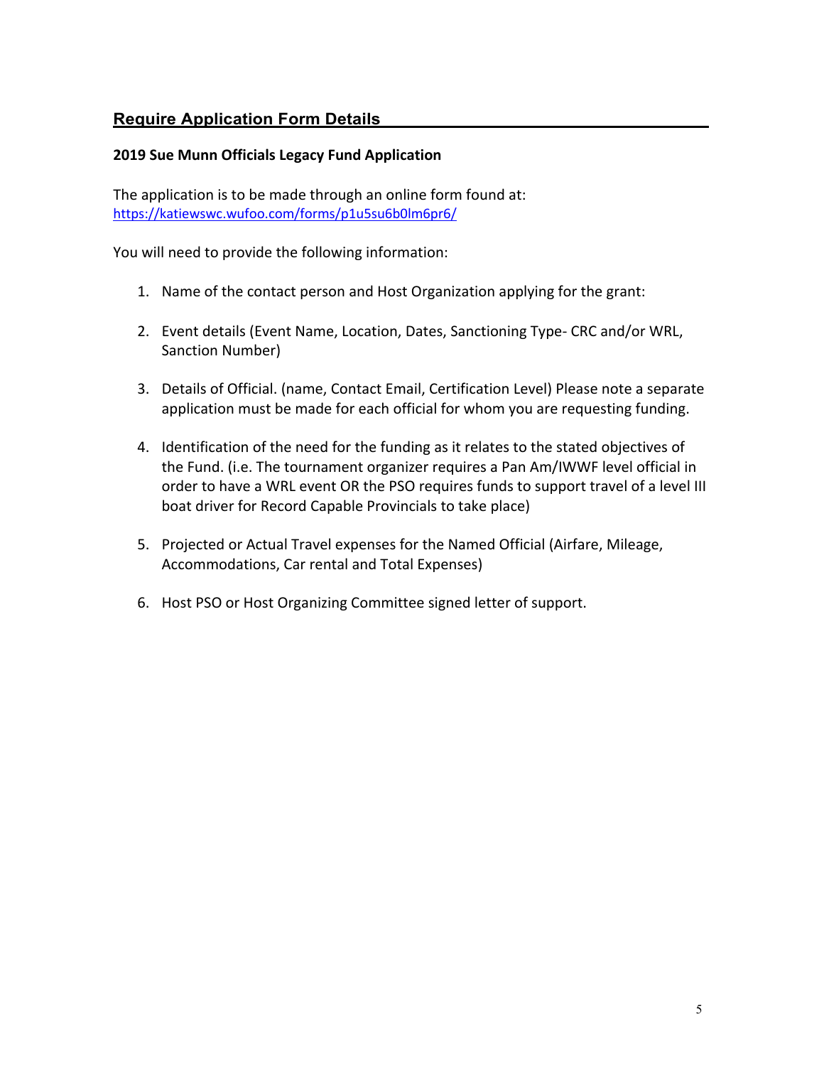## Require Application Form Details

**2019 Sue Munn Officials Legacy Fund Application**

The application is to be made through an online form found at:
https://katiewswc.wufoo.com/forms/p1u5su6b0lm6pr6/

You will need to provide the following information:

1. Name of the contact person and Host Organization applying for the grant:
2. Event details (Event Name, Location, Dates, Sanctioning Type- CRC and/or WRL, Sanction Number)
3. Details of Official. (name, Contact Email, Certification Level) Please note a separate application must be made for each official for whom you are requesting funding.
4. Identification of the need for the funding as it relates to the stated objectives of the Fund. (i.e. The tournament organizer requires a Pan Am/IWWF level official in order to have a WRL event OR the PSO requires funds to support travel of a level III boat driver for Record Capable Provincials to take place)
5. Projected or Actual Travel expenses for the Named Official (Airfare, Mileage, Accommodations, Car rental and Total Expenses)
6. Host PSO or Host Organizing Committee signed letter of support.